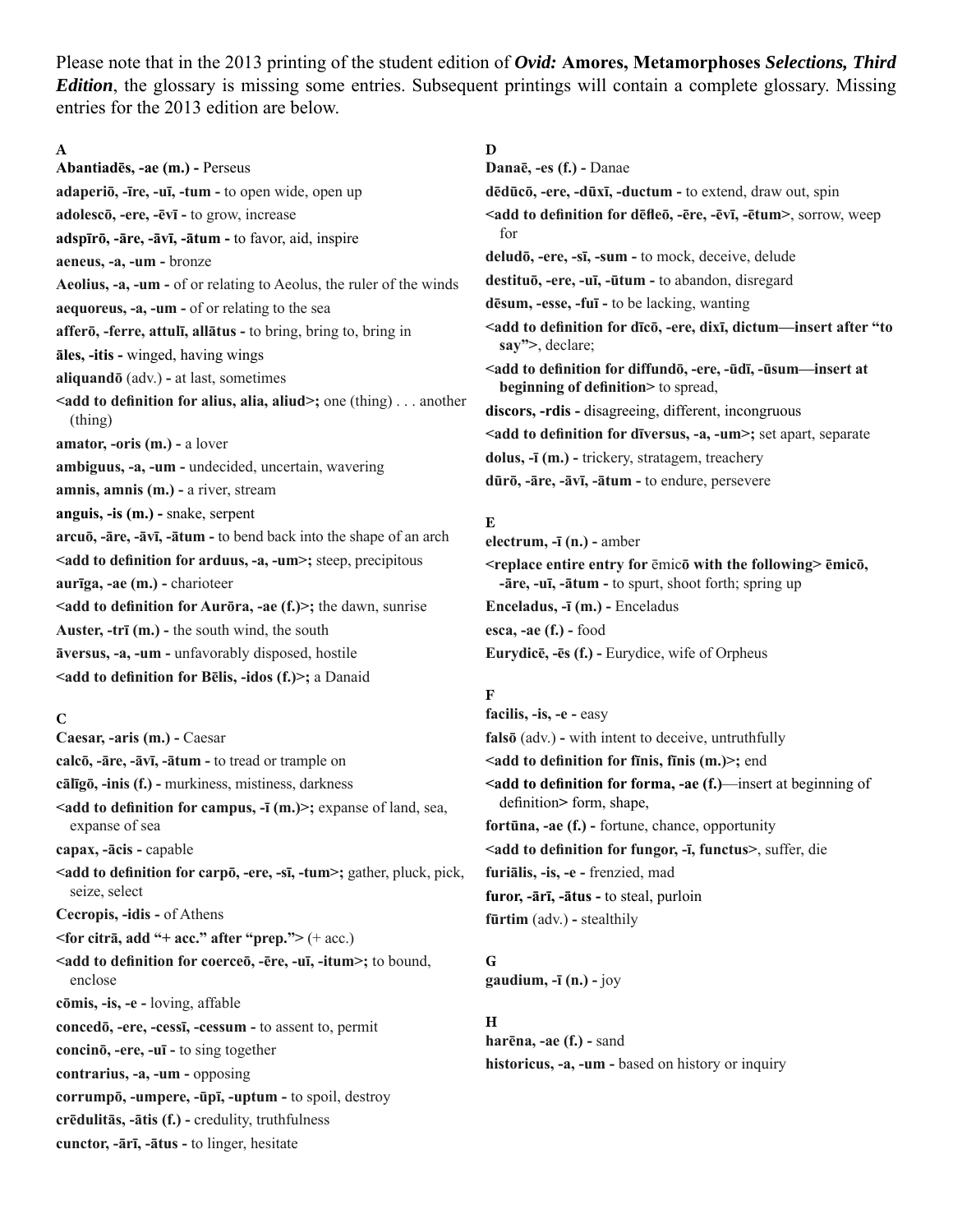Please note that in the 2013 printing of the student edition of ***Ovid:* Amores, Metamorphoses *Selections, Third Edition***, the glossary is missing some entries. Subsequent printings will contain a complete glossary. Missing entries for the 2013 edition are below.

### A

**Abantiadēs, -ae (m.) -** Perseus

**adaperiō, -īre, -uī, -tum -** to open wide, open up

**adolescō, -ere, -ēvī -** to grow, increase

**adspīrō, -āre, -āvī, -ātum -** to favor, aid, inspire

**aeneus, -a, -um -** bronze

**Aeolius, -a, -um -** of or relating to Aeolus, the ruler of the winds

**aequoreus, -a, -um -** of or relating to the sea

**afferō, -ferre, attulī, allātus -** to bring, bring to, bring in

**āles, -itis -** winged, having wings

**aliquandō** (adv.) **-** at last, sometimes

**<add to definition for alius, alia, aliud>;** one (thing) . . . another (thing)

**amator, -oris (m.) -** a lover

**ambiguus, -a, -um -** undecided, uncertain, wavering

**amnis, amnis (m.) -** a river, stream

**anguis, -is (m.) -** snake, serpent

**arcuō, -āre, -āvī, -ātum -** to bend back into the shape of an arch

**<add to definition for arduus, -a, -um>;** steep, precipitous

**aurīga, -ae (m.) -** charioteer

**<add to definition for Aurōra, -ae (f.)>;** the dawn, sunrise

**Auster, -trī (m.) -** the south wind, the south

**āversus, -a, -um -** unfavorably disposed, hostile

**<add to definition for Bēlis, -idos (f.)>;** a Danaid

### C

**Caesar, -aris (m.) -** Caesar

**calcō, -āre, -āvī, -ātum -** to tread or trample on

**cālīgō, -inis (f.) -** murkiness, mistiness, darkness

**<add to definition for campus, -ī (m.)>;** expanse of land, sea, expanse of sea

**capax, -ācis -** capable

**<add to definition for carpō, -ere, -sī, -tum>;** gather, pluck, pick, seize, select

**Cecropis, -idis -** of Athens

**<for citrā, add "+ acc." after "prep.">** (+ acc.)

**<add to definition for coerceō, -ēre, -uī, -itum>;** to bound, enclose

**cōmis, -is, -e -** loving, affable

**concedō, -ere, -cessī, -cessum -** to assent to, permit

**concinō, -ere, -uī -** to sing together

**contrarius, -a, -um -** opposing

**corrumpō, -umpere, -ūpī, -uptum -** to spoil, destroy

**crēdulitās, -ātis (f.) -** credulity, truthfulness

**cunctor, -ārī, -ātus -** to linger, hesitate

### D

**Danaē, -es (f.) -** Danae

**dēdūcō, -ere, -dūxī, -ductum -** to extend, draw out, spin

**<add to definition for dēfleō, -ēre, -ēvī, -ētum>**, sorrow, weep for

**deludō, -ere, -sī, -sum -** to mock, deceive, delude

**destituō, -ere, -uī, -ūtum -** to abandon, disregard

**dēsum, -esse, -fuī -** to be lacking, wanting

**<add to definition for dīcō, -ere, dixī, dictum—insert after "to say">**, declare;

**<add to definition for diffundō, -ere, -ūdī, -ūsum—insert at beginning of definition>** to spread,

**discors, -rdis -** disagreeing, different, incongruous

**<add to definition for dīversus, -a, -um>;** set apart, separate

**dolus, -ī (m.) -** trickery, stratagem, treachery

**dūrō, -āre, -āvī, -ātum -** to endure, persevere

### E

**electrum, -ī (n.) -** amber

**<replace entire entry for** ēmic**ō with the following> ēmicō, -āre, -uī, -ātum -** to spurt, shoot forth; spring up

**Enceladus, -ī (m.) -** Enceladus

**esca, -ae (f.) -** food

**Eurydicē, -ēs (f.) -** Eurydice, wife of Orpheus

### F

**facilis, -is, -e -** easy

**falsō** (adv.) **-** with intent to deceive, untruthfully

**<add to definition for fīnis, fīnis (m.)>;** end

**<add to definition for forma, -ae (f.)**—insert at beginning of definition**>** form, shape,

**fortūna, -ae (f.) -** fortune, chance, opportunity

**<add to definition for fungor, -ī, functus>**, suffer, die

**furiālis, -is, -e -** frenzied, mad

**furor, -ārī, -ātus -** to steal, purloin

**fūrtim** (adv.) **-** stealthily

### G

**gaudium, -ī (n.) -** joy

### H

**harēna, -ae (f.) -** sand

**historicus, -a, -um -** based on history or inquiry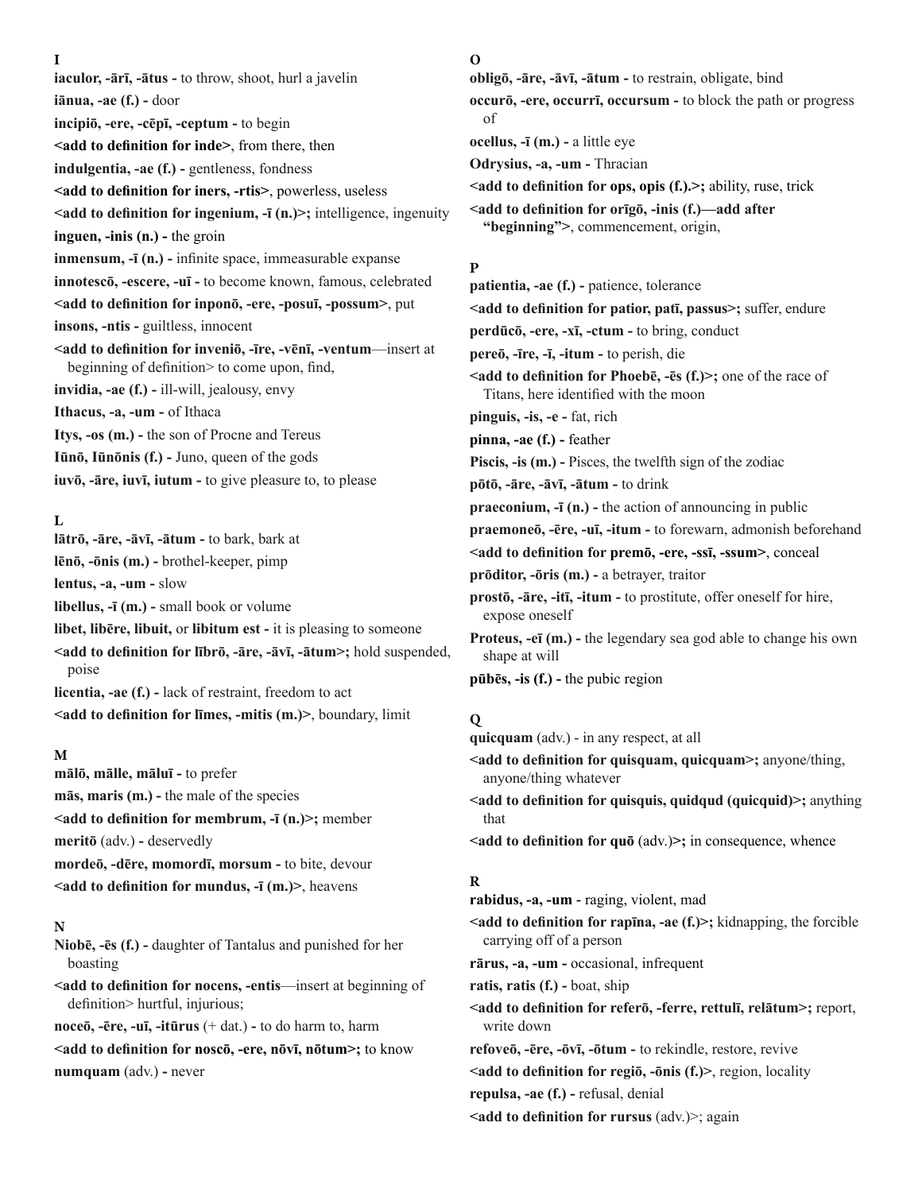**I**

**iaculor, -ārī, -ātus -** to throw, shoot, hurl a javelin

**iānua, -ae (f.) -** door

**incipiō, -ere, -cēpī, -ceptum -** to begin

**<add to definition for inde>**, from there, then

**indulgentia, -ae (f.) -** gentleness, fondness

**<add to definition for iners, -rtis>**, powerless, useless

**<add to definition for ingenium, -ī (n.)>;** intelligence, ingenuity

**inguen, -inis (n.) -** the groin

**inmensum, -ī (n.) -** infinite space, immeasurable expanse

**innotescō, -escere, -uī -** to become known, famous, celebrated

**<add to definition for inponō, -ere, -posuī, -possum>**, put

**insons, -ntis -** guiltless, innocent

**<add to definition for inveniō, -īre, -vēnī, -ventum**—insert at beginning of definition> to come upon, find,

**invidia, -ae (f.) -** ill-will, jealousy, envy

**Ithacus, -a, -um -** of Ithaca

**Itys, -os (m.) -** the son of Procne and Tereus

**Iūnō, Iūnōnis (f.) -** Juno, queen of the gods

**iuvō, -āre, iuvī, iutum -** to give pleasure to, to please

**L**

**lātrō, -āre, -āvī, -ātum -** to bark, bark at

**lēnō, -ōnis (m.) -** brothel-keeper, pimp

**lentus, -a, -um -** slow

**libellus, -ī (m.) -** small book or volume

**libet, libēre, libuit,** or **libitum est -** it is pleasing to someone

**<add to definition for lībrō, -āre, -āvī, -ātum>;** hold suspended, poise

**licentia, -ae (f.) -** lack of restraint, freedom to act

**<add to definition for līmes, -mitis (m.)>**, boundary, limit

**M**

**mālō, mālle, māluī -** to prefer

**mās, maris (m.) -** the male of the species

**<add to definition for membrum, -ī (n.)>;** member

**meritō** (adv.) **-** deservedly

**mordeō, -dēre, momordī, morsum -** to bite, devour

**<add to definition for mundus, -ī (m.)>**, heavens

**N**

**Niobē, -ēs (f.) -** daughter of Tantalus and punished for her boasting

**<add to definition for nocens, -entis**—insert at beginning of definition> hurtful, injurious;

**noceō, -ēre, -uī, -itūrus** (+ dat.) **-** to do harm to, harm

**<add to definition for noscō, -ere, nōvī, nōtum>;** to know

**numquam** (adv.) **-** never

**O**

**obligō, -āre, -āvī, -ātum -** to restrain, obligate, bind

**occurō, -ere, occurrī, occursum -** to block the path or progress of

**ocellus, -ī (m.) -** a little eye

**Odrysius, -a, -um -** Thracian

**<add to definition for ops, opis (f.).>;** ability, ruse, trick

**<add to definition for orīgō, -inis (f.)—add after "beginning">**, commencement, origin,

**P**

**patientia, -ae (f.) -** patience, tolerance

**<add to definition for patior, patī, passus>;** suffer, endure

**perdūcō, -ere, -xī, -ctum -** to bring, conduct

**pereō, -īre, -ī, -itum -** to perish, die

**<add to definition for Phoebē, -ēs (f.)>;** one of the race of Titans, here identified with the moon

**pinguis, -is, -e -** fat, rich

**pinna, -ae (f.) -** feather

**Piscis, -is (m.) -** Pisces, the twelfth sign of the zodiac

**pōtō, -āre, -āvī, -ātum -** to drink

**praeconium, -ī (n.) -** the action of announcing in public

**praemoneō, -ēre, -uī, -itum -** to forewarn, admonish beforehand

**<add to definition for premō, -ere, -ssī, -ssum>**, conceal

**prōditor, -ōris (m.) -** a betrayer, traitor

**prostō, -āre, -itī, -itum -** to prostitute, offer oneself for hire, expose oneself

**Proteus, -eī (m.) -** the legendary sea god able to change his own shape at will

**pūbēs, -is (f.) -** the pubic region

**Q**

**quicquam** (adv.) - in any respect, at all

**<add to definition for quisquam, quicquam>;** anyone/thing, anyone/thing whatever

**<add to definition for quisquis, quidqud (quicquid)>;** anything that

**<add to definition for quō** (adv.)**>;** in consequence, whence

**R**

**rabidus, -a, -um** - raging, violent, mad

**<add to definition for rapīna, -ae (f.)>;** kidnapping, the forcible carrying off of a person

**rārus, -a, -um -** occasional, infrequent

**ratis, ratis (f.) -** boat, ship

**<add to definition for referō, -ferre, rettulī, relātum>;** report, write down

**refoveō, -ēre, -ōvī, -ōtum -** to rekindle, restore, revive

**<add to definition for regiō, -ōnis (f.)>**, region, locality

**repulsa, -ae (f.) -** refusal, denial

**<add to definition for rursus** (adv.)>; again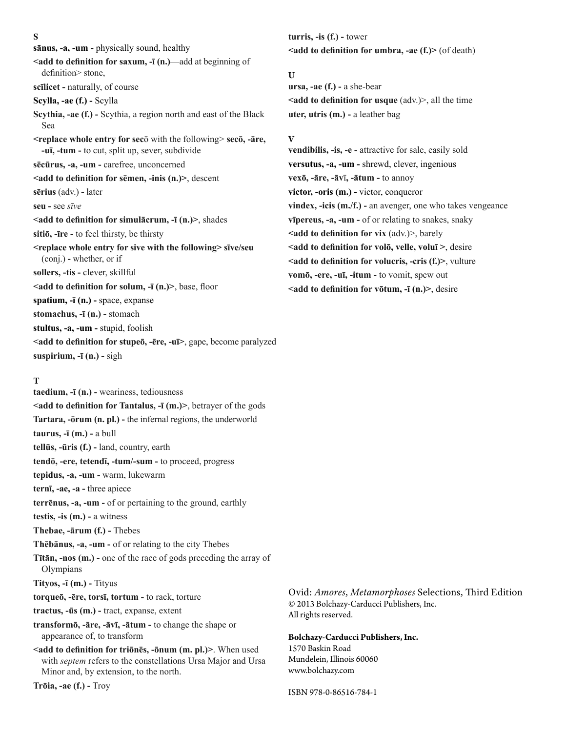## S

**sānus, -a, -um -** physically sound, healthy

**<add to definition for saxum, -ī (n.)**—add at beginning of definition> stone,

**scīlicet -** naturally, of course

**Scylla, -ae (f.) -** Scylla

**Scythia, -ae (f.) -** Scythia, a region north and east of the Black Sea

**<replace whole entry for sec**ō with the following> **secō, -āre, -uī, -tum -** to cut, split up, sever, subdivide

**sēcūrus, -a, -um -** carefree, unconcerned

**<add to definition for sēmen, -inis (n.)>**, descent

**sērius** (adv.) **-** later

**seu -** see *sīve*

**<add to definition for simulācrum, -ī (n.)>**, shades

**sitiō, -īre -** to feel thirsty, be thirsty

**<replace whole entry for sive with the following> sīve/seu** (conj.) **-** whether, or if

**sollers, -tis -** clever, skillful

**<add to definition for solum, -ī (n.)>**, base, floor

**spatium, -ī (n.) -** space, expanse

**stomachus, -ī (n.) -** stomach

**stultus, -a, -um -** stupid, foolish

**<add to definition for stupeō, -ēre, -uī>**, gape, become paralyzed

**suspirium, -ī (n.) -** sigh

## T

**taedium, -ī (n.) -** weariness, tediousness

**<add to definition for Tantalus, -ī (m.)>**, betrayer of the gods

**Tartara, -ōrum (n. pl.) -** the infernal regions, the underworld

**taurus, -ī (m.) -** a bull

**tellūs, -ūris (f.) -** land, country, earth

**tendō, -ere, tetendī, -tum/-sum -** to proceed, progress

**tepidus, -a, -um -** warm, lukewarm

**ternī, -ae, -a -** three apiece

**terrēnus, -a, -um -** of or pertaining to the ground, earthly

**testis, -is (m.) -** a witness

**Thebae, -ārum (f.) -** Thebes

**Thēbānus, -a, -um -** of or relating to the city Thebes

**Tītān, -nos (m.) -** one of the race of gods preceding the array of Olympians

**Tityos, -ī (m.) -** Tityus

**torqueō, -ēre, torsī, tortum -** to rack, torture

**tractus, -ūs (m.) -** tract, expanse, extent

**transformō, -āre, -āvī, -ātum -** to change the shape or appearance of, to transform

**<add to definition for triōnēs, -ōnum (m. pl.)>**. When used with *septem* refers to the constellations Ursa Major and Ursa Minor and, by extension, to the north.

**Trōia, -ae (f.) -** Troy

**turris, -is (f.) -** tower

**<add to definition for umbra, -ae (f.)>** (of death)

## U

**ursa, -ae (f.) -** a she-bear

**<add to definition for usque** (adv.)>, all the time

**uter, utris (m.) -** a leather bag

## V

**vendibilis, -is, -e -** attractive for sale, easily sold

**versutus, -a, -um -** shrewd, clever, ingenious

**vexō, -āre, -āvī, -ātum -** to annoy

**victor, -oris (m.) -** victor, conqueror

**vindex, -icis (m./f.) -** an avenger, one who takes vengeance

**vīpereus, -a, -um -** of or relating to snakes, snaky

**<add to definition for vix** (adv.)>, barely

**<add to definition for volō, velle, voluī >**, desire

**<add to definition for volucris, -cris (f.)>**, vulture

**vomō, -ere, -uī, -itum -** to vomit, spew out

**<add to definition for vōtum, -ī (n.)>**, desire

Ovid: *Amores*, *Metamorphoses* Selections, Third Edition
© 2013 Bolchazy-Carducci Publishers, Inc.
All rights reserved.

**Bolchazy-Carducci Publishers, Inc.**
1570 Baskin Road
Mundelein, Illinois 60060
www.bolchazy.com

ISBN 978-0-86516-784-1